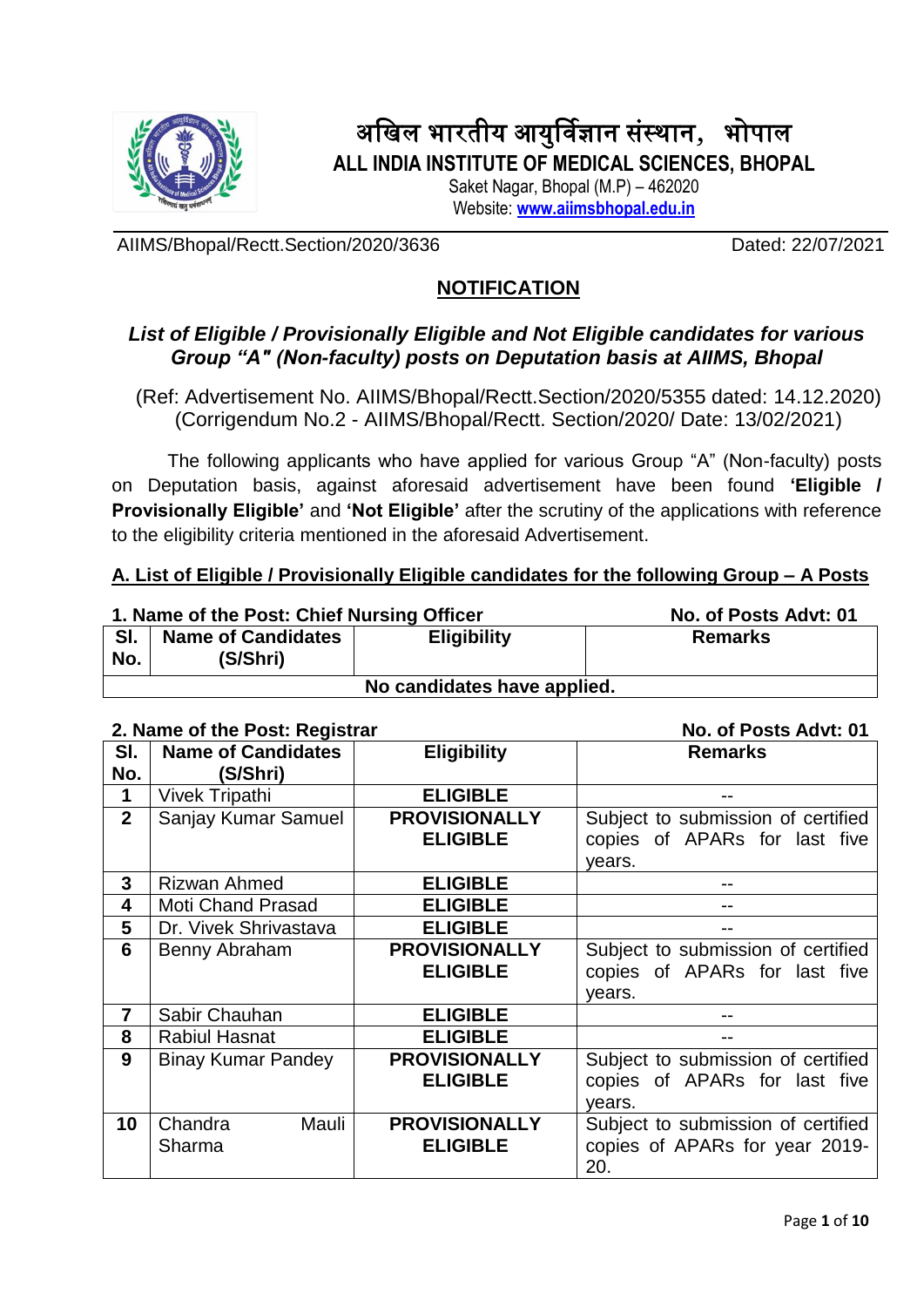# अखिल भारतीय आयुर्विज्ञान संस्थान, भोपाल

**ALL INDIA INSTITUTE OF MEDICAL SCIENCES, BHOPAL**

Saket Nagar, Bhopal (M.P) – 462020

Website: **www.aiimsbhopal.edu.in**

AIIMS/Bhopal/Rectt.Section/2020/3636 Dated: 22/07/2021

## NOTIFICATION

### *List of Eligible / Provisionally Eligible and Not Eligible candidates for various Group "A" (Non-faculty) posts on Deputation basis at AIIMS, Bhopal*

(Ref: Advertisement No. AIIMS/Bhopal/Rectt.Section/2020/5355 dated: 14.12.2020)
(Corrigendum No.2 - AIIMS/Bhopal/Rectt. Section/2020/ Date: 13/02/2021)

The following applicants who have applied for various Group "A" (Non-faculty) posts on Deputation basis, against aforesaid advertisement have been found **'Eligible / Provisionally Eligible'** and **'Not Eligible'** after the scrutiny of the applications with reference to the eligibility criteria mentioned in the aforesaid Advertisement.

**A. List of Eligible / Provisionally Eligible candidates for the following Group – A Posts**

**1. Name of the Post: Chief Nursing Officer** **No. of Posts Advt: 01**

| Sl. No. | Name of Candidates (S/Shri) | Eligibility | Remarks |
|---|---|---|---|
| **No candidates have applied.** | | | |

**2. Name of the Post: Registrar** **No. of Posts Advt: 01**

| Sl. No. | Name of Candidates (S/Shri) | Eligibility | Remarks |
|---|---|---|---|
| 1 | Vivek Tripathi | **ELIGIBLE** | -- |
| 2 | Sanjay Kumar Samuel | **PROVISIONALLY ELIGIBLE** | Subject to submission of certified copies of APARs for last five years. |
| 3 | Rizwan Ahmed | **ELIGIBLE** | -- |
| 4 | Moti Chand Prasad | **ELIGIBLE** | -- |
| 5 | Dr. Vivek Shrivastava | **ELIGIBLE** | -- |
| 6 | Benny Abraham | **PROVISIONALLY ELIGIBLE** | Subject to submission of certified copies of APARs for last five years. |
| 7 | Sabir Chauhan | **ELIGIBLE** | -- |
| 8 | Rabiul Hasnat | **ELIGIBLE** | -- |
| 9 | Binay Kumar Pandey | **PROVISIONALLY ELIGIBLE** | Subject to submission of certified copies of APARs for last five years. |
| 10 | Chandra Mauli Sharma | **PROVISIONALLY ELIGIBLE** | Subject to submission of certified copies of APARs for year 2019-20. |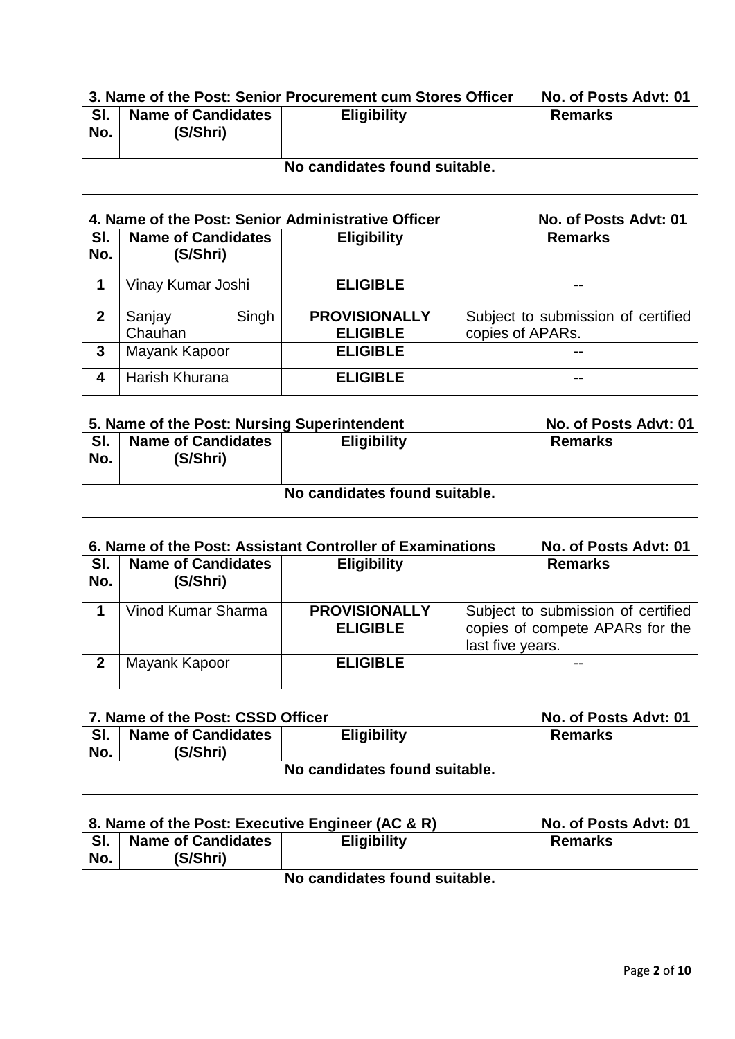**3. Name of the Post: Senior Procurement cum Stores Officer No. of Posts Advt: 01**

| Sl. No. | Name of Candidates (S/Shri) | Eligibility | Remarks |
|---|---|---|---|
| No candidates found suitable. | | | |

**4. Name of the Post: Senior Administrative Officer No. of Posts Advt: 01**

| Sl. No. | Name of Candidates (S/Shri) | Eligibility | Remarks |
|---|---|---|---|
| 1 | Vinay Kumar Joshi | **ELIGIBLE** | -- |
| 2 | Sanjay Singh Chauhan | **PROVISIONALLY ELIGIBLE** | Subject to submission of certified copies of APARs. |
| 3 | Mayank Kapoor | **ELIGIBLE** | -- |
| 4 | Harish Khurana | **ELIGIBLE** | -- |

**5. Name of the Post: Nursing Superintendent No. of Posts Advt: 01**

| Sl. No. | Name of Candidates (S/Shri) | Eligibility | Remarks |
|---|---|---|---|
| No candidates found suitable. | | | |

**6. Name of the Post: Assistant Controller of Examinations No. of Posts Advt: 01**

| Sl. No. | Name of Candidates (S/Shri) | Eligibility | Remarks |
|---|---|---|---|
| 1 | Vinod Kumar Sharma | **PROVISIONALLY ELIGIBLE** | Subject to submission of certified copies of compete APARs for the last five years. |
| 2 | Mayank Kapoor | **ELIGIBLE** | -- |

**7. Name of the Post: CSSD Officer No. of Posts Advt: 01**

| Sl. No. | Name of Candidates (S/Shri) | Eligibility | Remarks |
|---|---|---|---|
| No candidates found suitable. | | | |

**8. Name of the Post: Executive Engineer (AC & R) No. of Posts Advt: 01**

| Sl. No. | Name of Candidates (S/Shri) | Eligibility | Remarks |
|---|---|---|---|
| No candidates found suitable. | | | |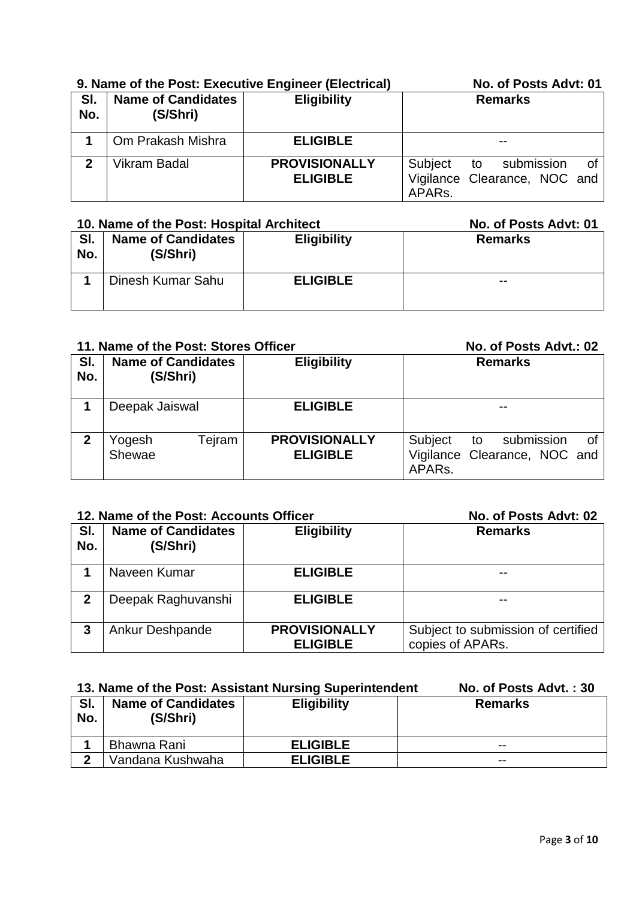**9. Name of the Post: Executive Engineer (Electrical) No. of Posts Advt: 01**

| Sl. No. | Name of Candidates (S/Shri) | Eligibility | Remarks |
|---|---|---|---|
| 1 | Om Prakash Mishra | **ELIGIBLE** | -- |
| 2 | Vikram Badal | **PROVISIONALLY ELIGIBLE** | Subject to submission of Vigilance Clearance, NOC and APARs. |

**10. Name of the Post: Hospital Architect No. of Posts Advt: 01**

| Sl. No. | Name of Candidates (S/Shri) | Eligibility | Remarks |
|---|---|---|---|
| 1 | Dinesh Kumar Sahu | **ELIGIBLE** | -- |

**11. Name of the Post: Stores Officer No. of Posts Advt.: 02**

| Sl. No. | Name of Candidates (S/Shri) | Eligibility | Remarks |
|---|---|---|---|
| 1 | Deepak Jaiswal | **ELIGIBLE** | -- |
| 2 | Yogesh Tejram Shewae | **PROVISIONALLY ELIGIBLE** | Subject to submission of Vigilance Clearance, NOC and APARs. |

**12. Name of the Post: Accounts Officer No. of Posts Advt: 02**

| Sl. No. | Name of Candidates (S/Shri) | Eligibility | Remarks |
|---|---|---|---|
| 1 | Naveen Kumar | **ELIGIBLE** | -- |
| 2 | Deepak Raghuvanshi | **ELIGIBLE** | -- |
| 3 | Ankur Deshpande | **PROVISIONALLY ELIGIBLE** | Subject to submission of certified copies of APARs. |

**13. Name of the Post: Assistant Nursing Superintendent No. of Posts Advt. : 30**

| Sl. No. | Name of Candidates (S/Shri) | Eligibility | Remarks |
|---|---|---|---|
| 1 | Bhawna Rani | **ELIGIBLE** | -- |
| 2 | Vandana Kushwaha | **ELIGIBLE** | -- |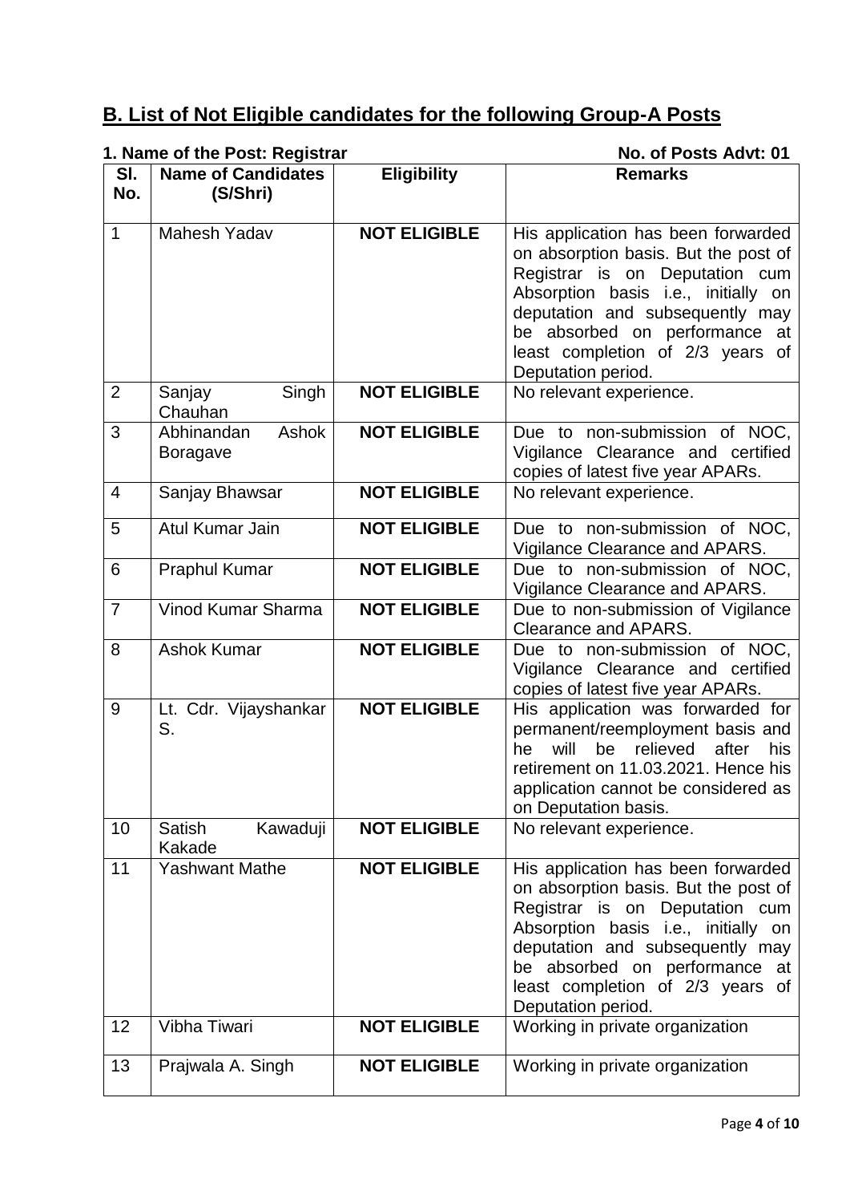## B. List of Not Eligible candidates for the following Group-A Posts

**1. Name of the Post: Registrar** **No. of Posts Advt: 01**

| Sl. No. | Name of Candidates (S/Shri) | Eligibility | Remarks |
|---|---|---|---|
| 1 | Mahesh Yadav | **NOT ELIGIBLE** | His application has been forwarded on absorption basis. But the post of Registrar is on Deputation cum Absorption basis i.e., initially on deputation and subsequently may be absorbed on performance at least completion of 2/3 years of Deputation period. |
| 2 | Sanjay Singh Chauhan | **NOT ELIGIBLE** | No relevant experience. |
| 3 | Abhinandan Ashok Boragave | **NOT ELIGIBLE** | Due to non-submission of NOC, Vigilance Clearance and certified copies of latest five year APARs. |
| 4 | Sanjay Bhawsar | **NOT ELIGIBLE** | No relevant experience. |
| 5 | Atul Kumar Jain | **NOT ELIGIBLE** | Due to non-submission of NOC, Vigilance Clearance and APARS. |
| 6 | Praphul Kumar | **NOT ELIGIBLE** | Due to non-submission of NOC, Vigilance Clearance and APARS. |
| 7 | Vinod Kumar Sharma | **NOT ELIGIBLE** | Due to non-submission of Vigilance Clearance and APARS. |
| 8 | Ashok Kumar | **NOT ELIGIBLE** | Due to non-submission of NOC, Vigilance Clearance and certified copies of latest five year APARs. |
| 9 | Lt. Cdr. Vijayshankar S. | **NOT ELIGIBLE** | His application was forwarded for permanent/reemployment basis and he will be relieved after his retirement on 11.03.2021. Hence his application cannot be considered as on Deputation basis. |
| 10 | Satish Kawaduji Kakade | **NOT ELIGIBLE** | No relevant experience. |
| 11 | Yashwant Mathe | **NOT ELIGIBLE** | His application has been forwarded on absorption basis. But the post of Registrar is on Deputation cum Absorption basis i.e., initially on deputation and subsequently may be absorbed on performance at least completion of 2/3 years of Deputation period. |
| 12 | Vibha Tiwari | **NOT ELIGIBLE** | Working in private organization |
| 13 | Prajwala A. Singh | **NOT ELIGIBLE** | Working in private organization |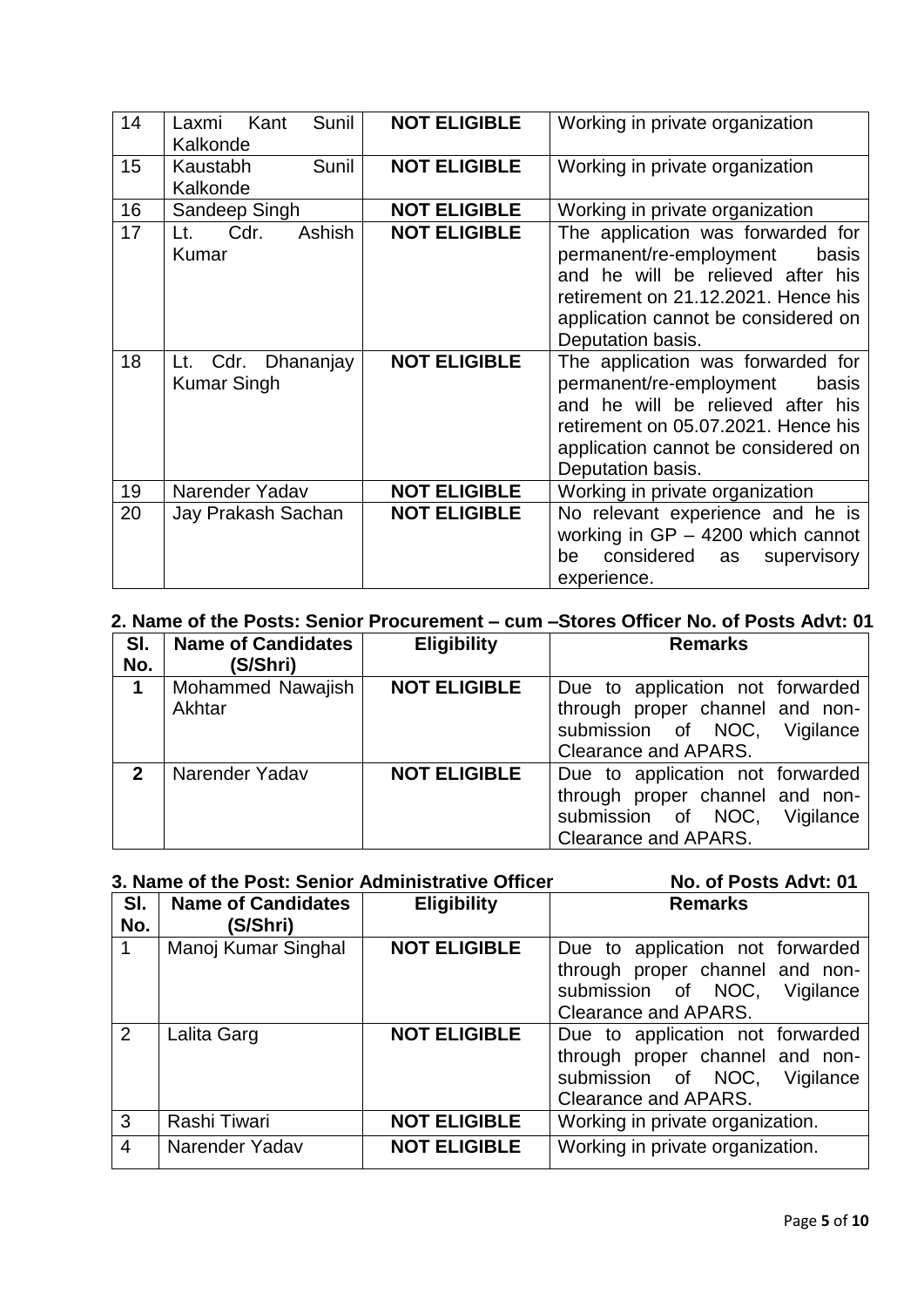| 14 | Laxmi Kant Sunil Kalkonde | **NOT ELIGIBLE** | Working in private organization |
|---|---|---|---|
| 15 | Kaustabh Sunil Kalkonde | **NOT ELIGIBLE** | Working in private organization |
| 16 | Sandeep Singh | **NOT ELIGIBLE** | Working in private organization |
| 17 | Lt. Cdr. Ashish Kumar | **NOT ELIGIBLE** | The application was forwarded for permanent/re-employment basis and he will be relieved after his retirement on 21.12.2021. Hence his application cannot be considered on Deputation basis. |
| 18 | Lt. Cdr. Dhananjay Kumar Singh | **NOT ELIGIBLE** | The application was forwarded for permanent/re-employment basis and he will be relieved after his retirement on 05.07.2021. Hence his application cannot be considered on Deputation basis. |
| 19 | Narender Yadav | **NOT ELIGIBLE** | Working in private organization |
| 20 | Jay Prakash Sachan | **NOT ELIGIBLE** | No relevant experience and he is working in GP – 4200 which cannot be considered as supervisory experience. |

**2. Name of the Posts: Senior Procurement – cum –Stores Officer No. of Posts Advt: 01**

| Sl. No. | Name of Candidates (S/Shri) | Eligibility | Remarks |
|---|---|---|---|
| **1** | Mohammed Nawajish Akhtar | **NOT ELIGIBLE** | Due to application not forwarded through proper channel and non-submission of NOC, Vigilance Clearance and APARS. |
| **2** | Narender Yadav | **NOT ELIGIBLE** | Due to application not forwarded through proper channel and non-submission of NOC, Vigilance Clearance and APARS. |

**3. Name of the Post: Senior Administrative Officer No. of Posts Advt: 01**

| Sl. No. | Name of Candidates (S/Shri) | Eligibility | Remarks |
|---|---|---|---|
| 1 | Manoj Kumar Singhal | **NOT ELIGIBLE** | Due to application not forwarded through proper channel and non-submission of NOC, Vigilance Clearance and APARS. |
| 2 | Lalita Garg | **NOT ELIGIBLE** | Due to application not forwarded through proper channel and non-submission of NOC, Vigilance Clearance and APARS. |
| 3 | Rashi Tiwari | **NOT ELIGIBLE** | Working in private organization. |
| 4 | Narender Yadav | **NOT ELIGIBLE** | Working in private organization. |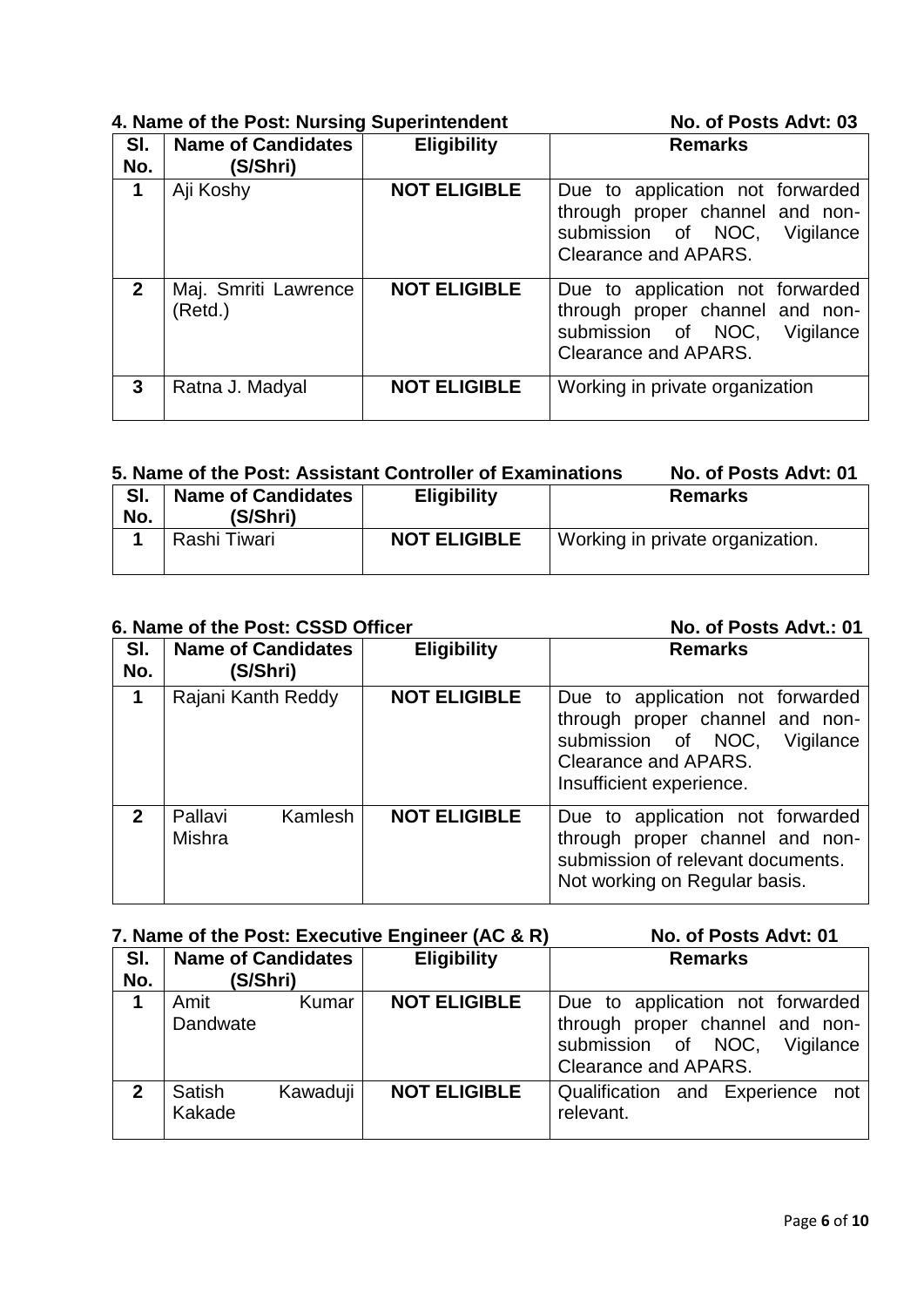**4. Name of the Post: Nursing Superintendent** **No. of Posts Advt: 03**

| Sl. No. | Name of Candidates (S/Shri) | Eligibility | Remarks |
|---|---|---|---|
| 1 | Aji Koshy | **NOT ELIGIBLE** | Due to application not forwarded through proper channel and non-submission of NOC, Vigilance Clearance and APARS. |
| 2 | Maj. Smriti Lawrence (Retd.) | **NOT ELIGIBLE** | Due to application not forwarded through proper channel and non-submission of NOC, Vigilance Clearance and APARS. |
| 3 | Ratna J. Madyal | **NOT ELIGIBLE** | Working in private organization |

**5. Name of the Post: Assistant Controller of Examinations** **No. of Posts Advt: 01**

| Sl. No. | Name of Candidates (S/Shri) | Eligibility | Remarks |
|---|---|---|---|
| 1 | Rashi Tiwari | **NOT ELIGIBLE** | Working in private organization. |

**6. Name of the Post: CSSD Officer** **No. of Posts Advt.: 01**

| Sl. No. | Name of Candidates (S/Shri) | Eligibility | Remarks |
|---|---|---|---|
| 1 | Rajani Kanth Reddy | **NOT ELIGIBLE** | Due to application not forwarded through proper channel and non-submission of NOC, Vigilance Clearance and APARS. Insufficient experience. |
| 2 | Pallavi Kamlesh Mishra | **NOT ELIGIBLE** | Due to application not forwarded through proper channel and non-submission of relevant documents. Not working on Regular basis. |

**7. Name of the Post: Executive Engineer (AC & R)** **No. of Posts Advt: 01**

| Sl. No. | Name of Candidates (S/Shri) | Eligibility | Remarks |
|---|---|---|---|
| 1 | Amit Kumar Dandwate | **NOT ELIGIBLE** | Due to application not forwarded through proper channel and non-submission of NOC, Vigilance Clearance and APARS. |
| 2 | Satish Kawaduji Kakade | **NOT ELIGIBLE** | Qualification and Experience not relevant. |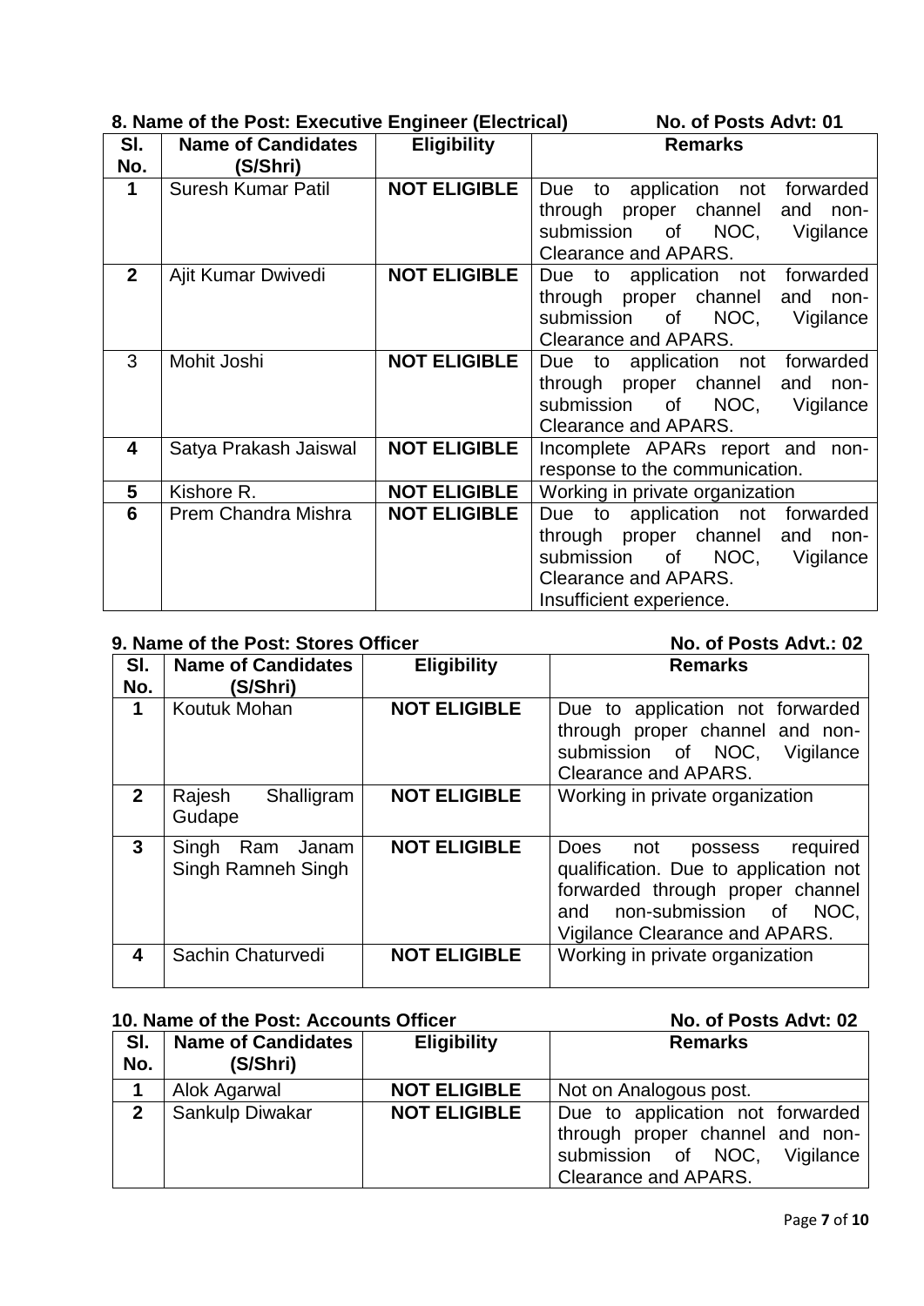**8. Name of the Post: Executive Engineer (Electrical)** **No. of Posts Advt: 01**

| Sl. No. | Name of Candidates (S/Shri) | Eligibility | Remarks |
|---|---|---|---|
| **1** | Suresh Kumar Patil | **NOT ELIGIBLE** | Due to application not forwarded through proper channel and non-submission of NOC, Vigilance Clearance and APARS. |
| **2** | Ajit Kumar Dwivedi | **NOT ELIGIBLE** | Due to application not forwarded through proper channel and non-submission of NOC, Vigilance Clearance and APARS. |
| 3 | Mohit Joshi | **NOT ELIGIBLE** | Due to application not forwarded through proper channel and non-submission of NOC, Vigilance Clearance and APARS. |
| **4** | Satya Prakash Jaiswal | **NOT ELIGIBLE** | Incomplete APARs report and non-response to the communication. |
| **5** | Kishore R. | **NOT ELIGIBLE** | Working in private organization |
| **6** | Prem Chandra Mishra | **NOT ELIGIBLE** | Due to application not forwarded through proper channel and non-submission of NOC, Vigilance Clearance and APARS. Insufficient experience. |

**9. Name of the Post: Stores Officer** **No. of Posts Advt.: 02**

| Sl. No. | Name of Candidates (S/Shri) | Eligibility | Remarks |
|---|---|---|---|
| **1** | Koutuk Mohan | **NOT ELIGIBLE** | Due to application not forwarded through proper channel and non-submission of NOC, Vigilance Clearance and APARS. |
| **2** | Rajesh Shalligram Gudape | **NOT ELIGIBLE** | Working in private organization |
| **3** | Singh Ram Janam Singh Ramneh Singh | **NOT ELIGIBLE** | Does not possess required qualification. Due to application not forwarded through proper channel and non-submission of NOC, Vigilance Clearance and APARS. |
| **4** | Sachin Chaturvedi | **NOT ELIGIBLE** | Working in private organization |

**10. Name of the Post: Accounts Officer** **No. of Posts Advt: 02**

| Sl. No. | Name of Candidates (S/Shri) | Eligibility | Remarks |
|---|---|---|---|
| **1** | Alok Agarwal | **NOT ELIGIBLE** | Not on Analogous post. |
| **2** | Sankulp Diwakar | **NOT ELIGIBLE** | Due to application not forwarded through proper channel and non-submission of NOC, Vigilance Clearance and APARS. |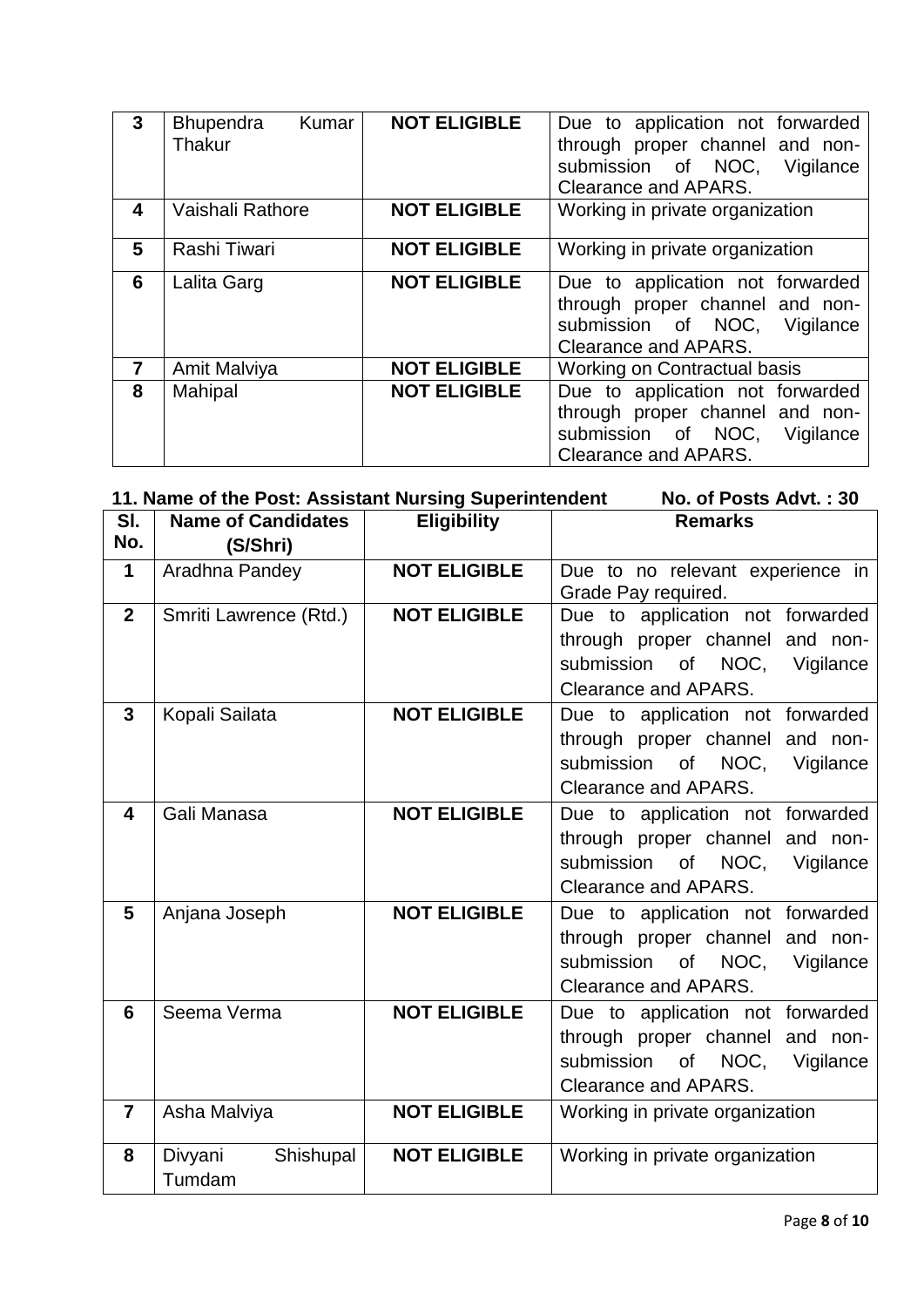| 3 | Bhupendra Kumar Thakur | **NOT ELIGIBLE** | Due to application not forwarded through proper channel and non-submission of NOC, Vigilance Clearance and APARS. |
|---|---|---|---|
| 4 | Vaishali Rathore | **NOT ELIGIBLE** | Working in private organization |
| 5 | Rashi Tiwari | **NOT ELIGIBLE** | Working in private organization |
| 6 | Lalita Garg | **NOT ELIGIBLE** | Due to application not forwarded through proper channel and non-submission of NOC, Vigilance Clearance and APARS. |
| 7 | Amit Malviya | **NOT ELIGIBLE** | Working on Contractual basis |
| 8 | Mahipal | **NOT ELIGIBLE** | Due to application not forwarded through proper channel and non-submission of NOC, Vigilance Clearance and APARS. |

**11. Name of the Post: Assistant Nursing Superintendent No. of Posts Advt. : 30**

| Sl. No. | Name of Candidates (S/Shri) | Eligibility | Remarks |
|---|---|---|---|
| 1 | Aradhna Pandey | **NOT ELIGIBLE** | Due to no relevant experience in Grade Pay required. |
| 2 | Smriti Lawrence (Rtd.) | **NOT ELIGIBLE** | Due to application not forwarded through proper channel and non-submission of NOC, Vigilance Clearance and APARS. |
| 3 | Kopali Sailata | **NOT ELIGIBLE** | Due to application not forwarded through proper channel and non-submission of NOC, Vigilance Clearance and APARS. |
| 4 | Gali Manasa | **NOT ELIGIBLE** | Due to application not forwarded through proper channel and non-submission of NOC, Vigilance Clearance and APARS. |
| 5 | Anjana Joseph | **NOT ELIGIBLE** | Due to application not forwarded through proper channel and non-submission of NOC, Vigilance Clearance and APARS. |
| 6 | Seema Verma | **NOT ELIGIBLE** | Due to application not forwarded through proper channel and non-submission of NOC, Vigilance Clearance and APARS. |
| 7 | Asha Malviya | **NOT ELIGIBLE** | Working in private organization |
| 8 | Divyani Shishupal Tumdam | **NOT ELIGIBLE** | Working in private organization |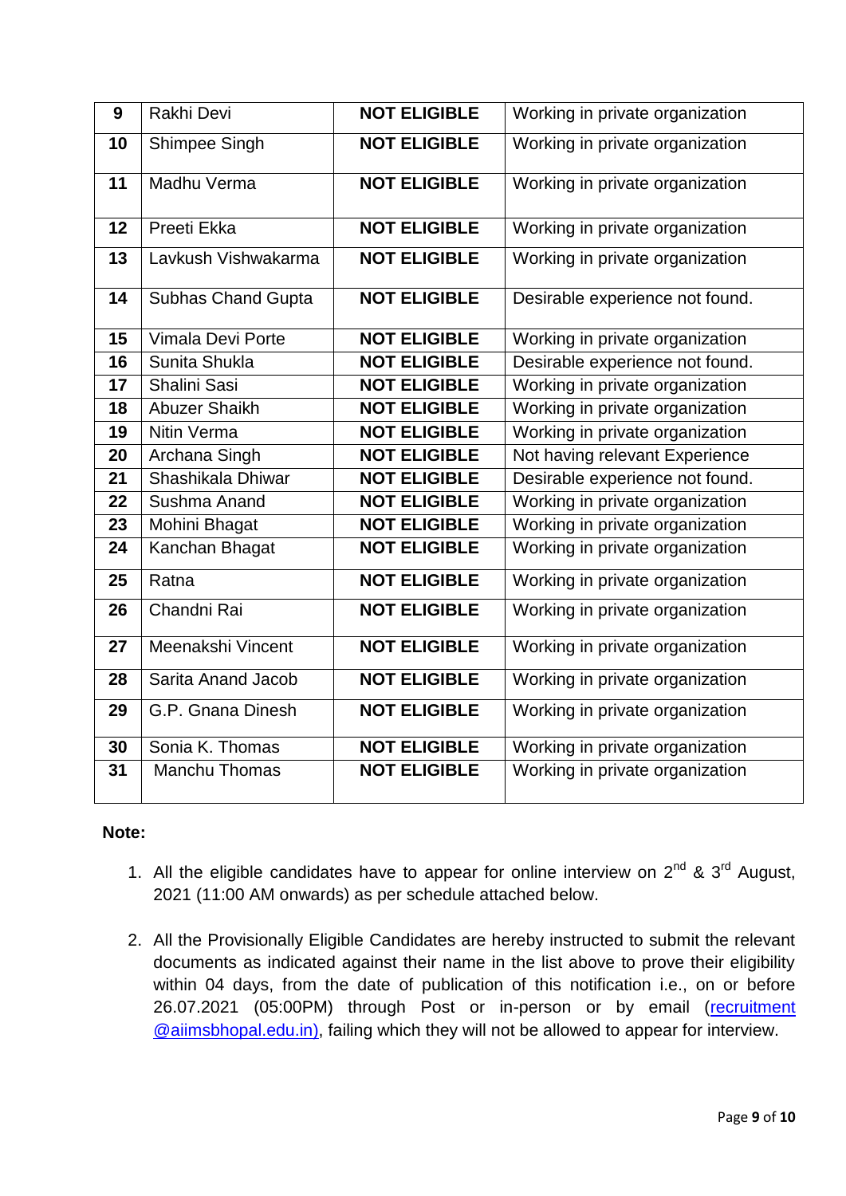| 9 | Rakhi Devi | **NOT ELIGIBLE** | Working in private organization |
|---|---|---|---|
| 10 | Shimpee Singh | **NOT ELIGIBLE** | Working in private organization |
| 11 | Madhu Verma | **NOT ELIGIBLE** | Working in private organization |
| 12 | Preeti Ekka | **NOT ELIGIBLE** | Working in private organization |
| 13 | Lavkush Vishwakarma | **NOT ELIGIBLE** | Working in private organization |
| 14 | Subhas Chand Gupta | **NOT ELIGIBLE** | Desirable experience not found. |
| 15 | Vimala Devi Porte | **NOT ELIGIBLE** | Working in private organization |
| 16 | Sunita Shukla | **NOT ELIGIBLE** | Desirable experience not found. |
| 17 | Shalini Sasi | **NOT ELIGIBLE** | Working in private organization |
| 18 | Abuzer Shaikh | **NOT ELIGIBLE** | Working in private organization |
| 19 | Nitin Verma | **NOT ELIGIBLE** | Working in private organization |
| 20 | Archana Singh | **NOT ELIGIBLE** | Not having relevant Experience |
| 21 | Shashikala Dhiwar | **NOT ELIGIBLE** | Desirable experience not found. |
| 22 | Sushma Anand | **NOT ELIGIBLE** | Working in private organization |
| 23 | Mohini Bhagat | **NOT ELIGIBLE** | Working in private organization |
| 24 | Kanchan Bhagat | **NOT ELIGIBLE** | Working in private organization |
| 25 | Ratna | **NOT ELIGIBLE** | Working in private organization |
| 26 | Chandni Rai | **NOT ELIGIBLE** | Working in private organization |
| 27 | Meenakshi Vincent | **NOT ELIGIBLE** | Working in private organization |
| 28 | Sarita Anand Jacob | **NOT ELIGIBLE** | Working in private organization |
| 29 | G.P. Gnana Dinesh | **NOT ELIGIBLE** | Working in private organization |
| 30 | Sonia K. Thomas | **NOT ELIGIBLE** | Working in private organization |
| 31 | Manchu Thomas | **NOT ELIGIBLE** | Working in private organization |

**Note:**

1. All the eligible candidates have to appear for online interview on 2nd & 3rd August, 2021 (11:00 AM onwards) as per schedule attached below.

2. All the Provisionally Eligible Candidates are hereby instructed to submit the relevant documents as indicated against their name in the list above to prove their eligibility within 04 days, from the date of publication of this notification i.e., on or before 26.07.2021 (05:00PM) through Post or in-person or by email (recruitment @aiimsbhopal.edu.in), failing which they will not be allowed to appear for interview.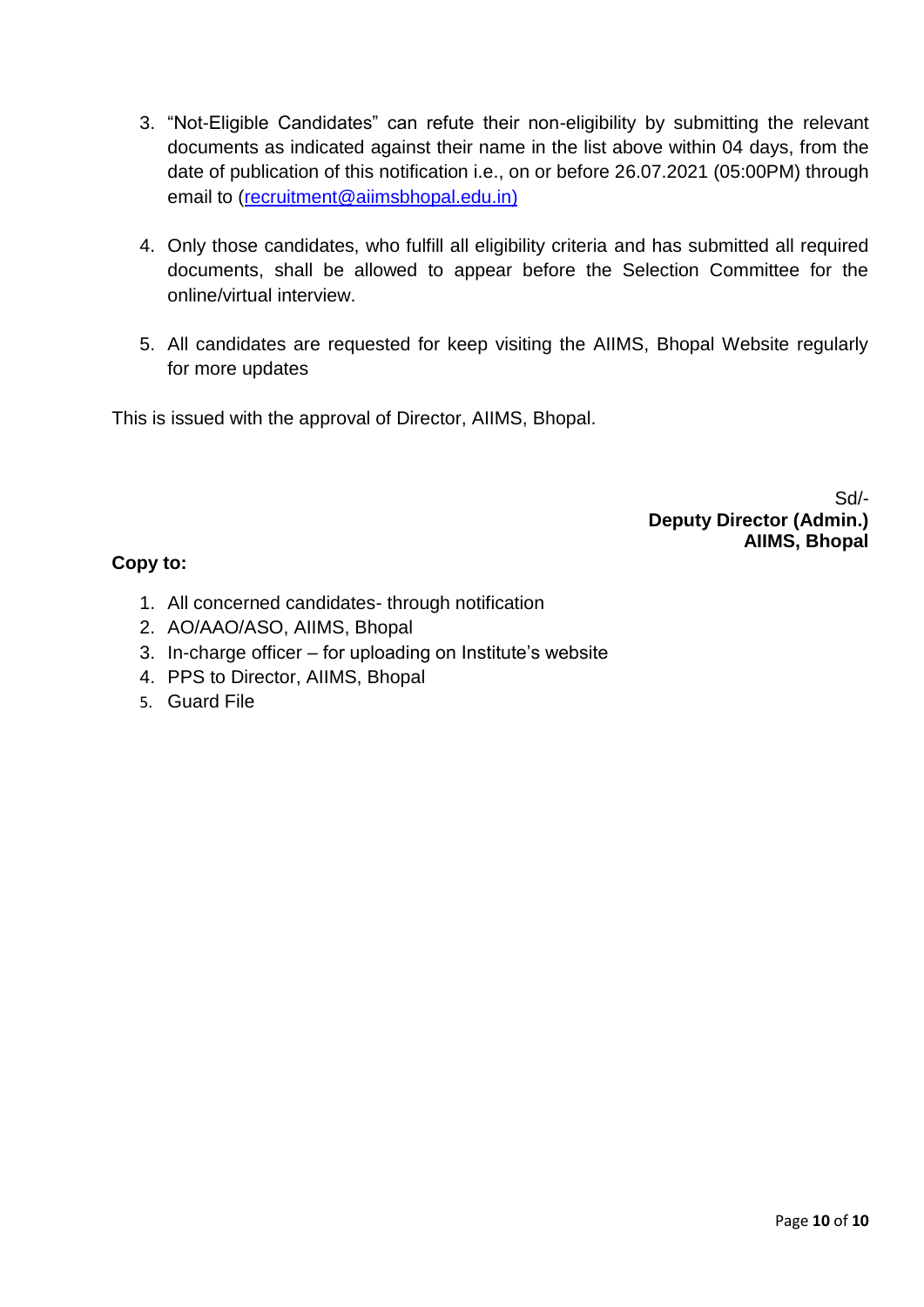3. "Not-Eligible Candidates" can refute their non-eligibility by submitting the relevant documents as indicated against their name in the list above within 04 days, from the date of publication of this notification i.e., on or before 26.07.2021 (05:00PM) through email to (recruitment@aiimsbhopal.edu.in)

4. Only those candidates, who fulfill all eligibility criteria and has submitted all required documents, shall be allowed to appear before the Selection Committee for the online/virtual interview.

5. All candidates are requested for keep visiting the AIIMS, Bhopal Website regularly for more updates

This is issued with the approval of Director, AIIMS, Bhopal.

Sd/-
**Deputy Director (Admin.)**
**AIIMS, Bhopal**

**Copy to:**

1. All concerned candidates- through notification
2. AO/AAO/ASO, AIIMS, Bhopal
3. In-charge officer – for uploading on Institute's website
4. PPS to Director, AIIMS, Bhopal
5. Guard File